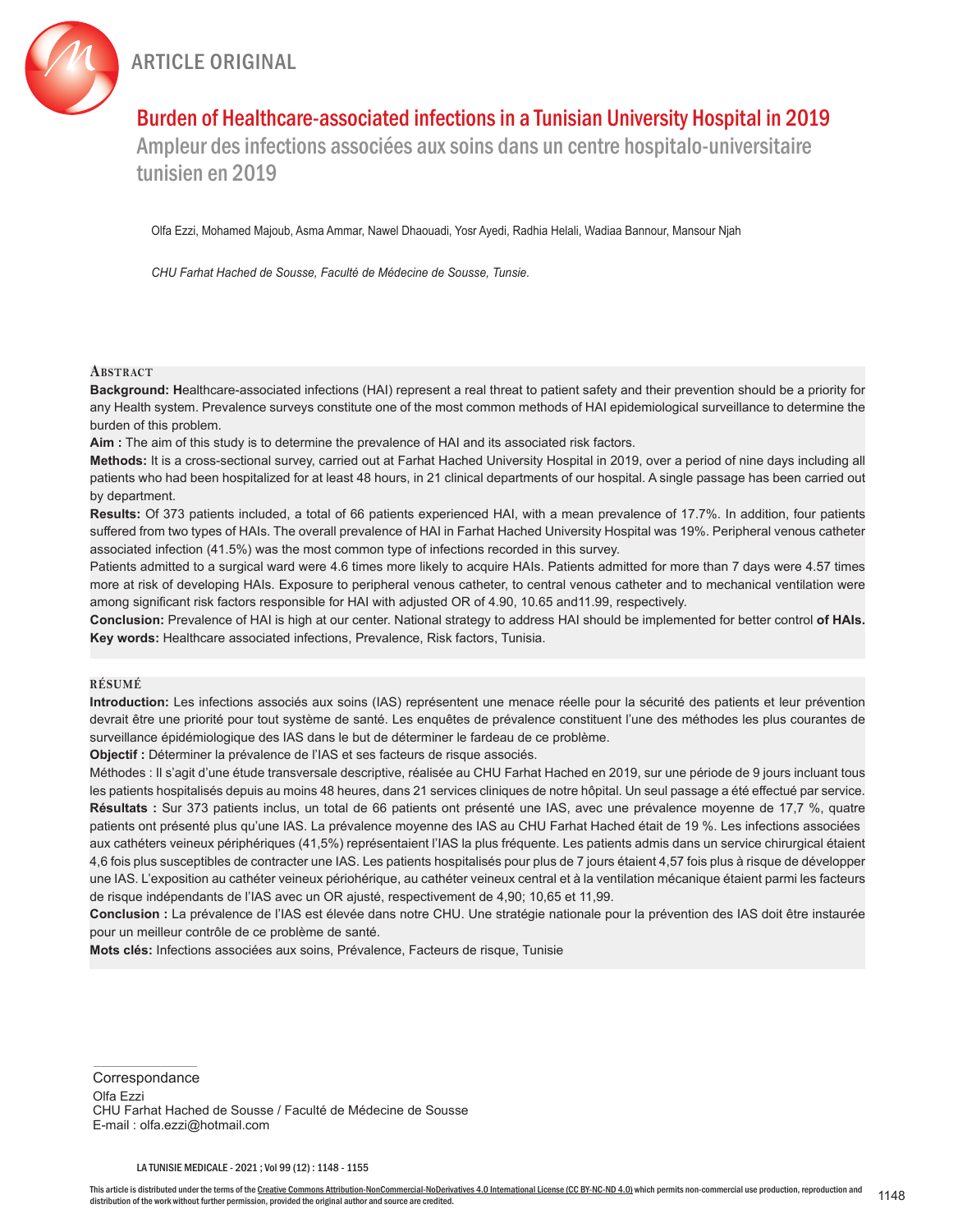ARTICLE ORIGINAL

# Burden of Healthcare-associated infections in a Tunisian University Hospital in 2019

## Ampleur des infections associées aux soins dans un centre hospitalo-universitaire tunisien en 2019

Olfa Ezzi, Mohamed Majoub, Asma Ammar, Nawel Dhaouadi, Yosr Ayedi, Radhia Helali, Wadiaa Bannour, Mansour Njah

*CHU Farhat Hached de Sousse, Faculté de Médecine de Sousse, Tunsie.*

### Abstract

**Background: H**ealthcare-associated infections (HAI) represent a real threat to patient safety and their prevention should be a priority for any Health system. Prevalence surveys constitute one of the most common methods of HAI epidemiological surveillance to determine the burden of this problem.

**Aim :** The aim of this study is to determine the prevalence of HAI and its associated risk factors.

**Methods:** It is a cross-sectional survey, carried out at Farhat Hached University Hospital in 2019, over a period of nine days including all patients who had been hospitalized for at least 48 hours, in 21 clinical departments of our hospital. A single passage has been carried out by department.

**Results:** Of 373 patients included, a total of 66 patients experienced HAI, with a mean prevalence of 17.7%. In addition, four patients suffered from two types of HAIs. The overall prevalence of HAI in Farhat Hached University Hospital was 19%. Peripheral venous catheter associated infection (41.5%) was the most common type of infections recorded in this survey.

Patients admitted to a surgical ward were 4.6 times more likely to acquire HAIs. Patients admitted for more than 7 days were 4.57 times more at risk of developing HAIs. Exposure to peripheral venous catheter, to central venous catheter and to mechanical ventilation were among significant risk factors responsible for HAI with adjusted OR of 4.90, 10.65 and11.99, respectively.

**Conclusion:** Prevalence of HAI is high at our center. National strategy to address HAI should be implemented for better control **of HAIs.**

**Key words:** Healthcare associated infections, Prevalence, Risk factors, Tunisia.

### Résumé

**Introduction:** Les infections associés aux soins (IAS) représentent une menace réelle pour la sécurité des patients et leur prévention devrait être une priorité pour tout système de santé. Les enquêtes de prévalence constituent l'une des méthodes les plus courantes de surveillance épidémiologique des IAS dans le but de déterminer le fardeau de ce problème.

**Objectif :** Déterminer la prévalence de l'IAS et ses facteurs de risque associés.

Méthodes : Il s'agit d'une étude transversale descriptive, réalisée au CHU Farhat Hached en 2019, sur une période de 9 jours incluant tous les patients hospitalisés depuis au moins 48 heures, dans 21 services cliniques de notre hôpital. Un seul passage a été effectué par service.

**Résultats :** Sur 373 patients inclus, un total de 66 patients ont présenté une IAS, avec une prévalence moyenne de 17,7 %, quatre patients ont présenté plus qu'une IAS. La prévalence moyenne des IAS au CHU Farhat Hached était de 19 %. Les infections associées aux cathéters veineux périphériques (41,5%) représentaient l'IAS la plus fréquente. Les patients admis dans un service chirurgical étaient 4,6 fois plus susceptibles de contracter une IAS. Les patients hospitalisés pour plus de 7 jours étaient 4,57 fois plus à risque de développer une IAS. L'exposition au cathéter veineux périohérique, au cathéter veineux central et à la ventilation mécanique étaient parmi les facteurs de risque indépendants de l'IAS avec un OR ajusté, respectivement de 4,90; 10,65 et 11,99.

**Conclusion :** La prévalence de l'IAS est élevée dans notre CHU. Une stratégie nationale pour la prévention des IAS doit être instaurée pour un meilleur contrôle de ce problème de santé.

**Mots clés:** Infections associées aux soins, Prévalence, Facteurs de risque, Tunisie

Correspondance
Olfa Ezzi
CHU Farhat Hached de Sousse / Faculté de Médecine de Sousse
E-mail : olfa.ezzi@hotmail.com

This article is distributed under the terms of the Creative Commons Attribution-NonCommercial-NoDerivatives 4.0 International License (CC BY-NC-ND 4.0) which permits non-commercial use production, reproduction and distribution of the work without further permission, provided the original author and source are credited.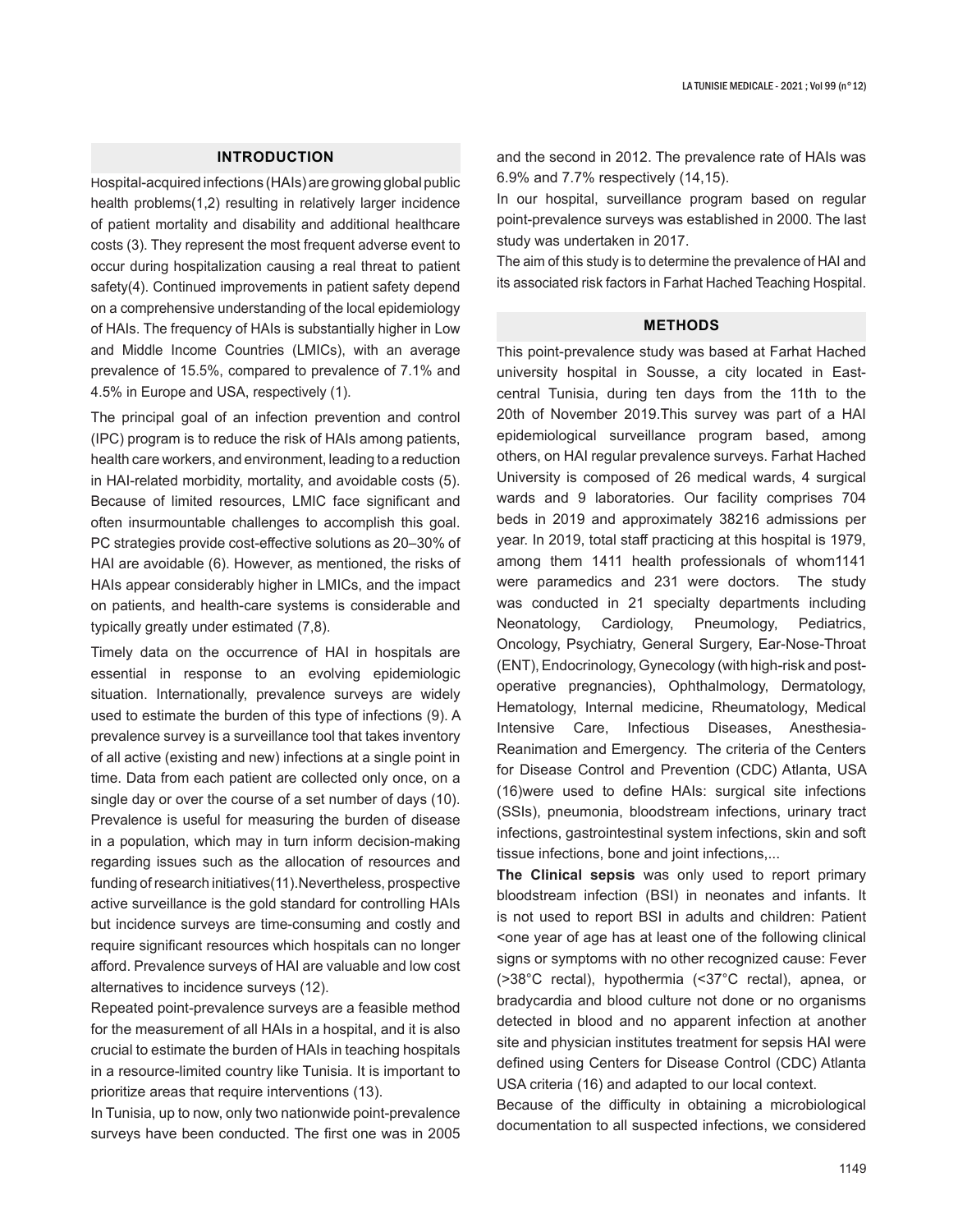## INTRODUCTION

Hospital-acquired infections (HAIs) are growing global public health problems(1,2) resulting in relatively larger incidence of patient mortality and disability and additional healthcare costs (3). They represent the most frequent adverse event to occur during hospitalization causing a real threat to patient safety(4). Continued improvements in patient safety depend on a comprehensive understanding of the local epidemiology of HAIs. The frequency of HAIs is substantially higher in Low and Middle Income Countries (LMICs), with an average prevalence of 15.5%, compared to prevalence of 7.1% and 4.5% in Europe and USA, respectively (1).

The principal goal of an infection prevention and control (IPC) program is to reduce the risk of HAIs among patients, health care workers, and environment, leading to a reduction in HAI-related morbidity, mortality, and avoidable costs (5). Because of limited resources, LMIC face significant and often insurmountable challenges to accomplish this goal. PC strategies provide cost-effective solutions as 20–30% of HAI are avoidable (6). However, as mentioned, the risks of HAIs appear considerably higher in LMICs, and the impact on patients, and health-care systems is considerable and typically greatly under estimated (7,8).

Timely data on the occurrence of HAI in hospitals are essential in response to an evolving epidemiologic situation. Internationally, prevalence surveys are widely used to estimate the burden of this type of infections (9). A prevalence survey is a surveillance tool that takes inventory of all active (existing and new) infections at a single point in time. Data from each patient are collected only once, on a single day or over the course of a set number of days (10). Prevalence is useful for measuring the burden of disease in a population, which may in turn inform decision-making regarding issues such as the allocation of resources and funding of research initiatives(11).Nevertheless, prospective active surveillance is the gold standard for controlling HAIs but incidence surveys are time-consuming and costly and require significant resources which hospitals can no longer afford. Prevalence surveys of HAI are valuable and low cost alternatives to incidence surveys (12).

Repeated point-prevalence surveys are a feasible method for the measurement of all HAIs in a hospital, and it is also crucial to estimate the burden of HAIs in teaching hospitals in a resource-limited country like Tunisia. It is important to prioritize areas that require interventions (13).

In Tunisia, up to now, only two nationwide point-prevalence surveys have been conducted. The first one was in 2005 and the second in 2012. The prevalence rate of HAIs was 6.9% and 7.7% respectively (14,15).

In our hospital, surveillance program based on regular point-prevalence surveys was established in 2000. The last study was undertaken in 2017.

The aim of this study is to determine the prevalence of HAI and its associated risk factors in Farhat Hached Teaching Hospital.

## METHODS

This point-prevalence study was based at Farhat Hached university hospital in Sousse, a city located in East-central Tunisia, during ten days from the 11th to the 20th of November 2019.This survey was part of a HAI epidemiological surveillance program based, among others, on HAI regular prevalence surveys. Farhat Hached University is composed of 26 medical wards, 4 surgical wards and 9 laboratories. Our facility comprises 704 beds in 2019 and approximately 38216 admissions per year. In 2019, total staff practicing at this hospital is 1979, among them 1411 health professionals of whom1141 were paramedics and 231 were doctors. The study was conducted in 21 specialty departments including Neonatology, Cardiology, Pneumology, Pediatrics, Oncology, Psychiatry, General Surgery, Ear-Nose-Throat (ENT), Endocrinology, Gynecology (with high-risk and post-operative pregnancies), Ophthalmology, Dermatology, Hematology, Internal medicine, Rheumatology, Medical Intensive Care, Infectious Diseases, Anesthesia-Reanimation and Emergency. The criteria of the Centers for Disease Control and Prevention (CDC) Atlanta, USA (16)were used to define HAIs: surgical site infections (SSIs), pneumonia, bloodstream infections, urinary tract infections, gastrointestinal system infections, skin and soft tissue infections, bone and joint infections,...

**The Clinical sepsis** was only used to report primary bloodstream infection (BSI) in neonates and infants. It is not used to report BSI in adults and children: Patient <one year of age has at least one of the following clinical signs or symptoms with no other recognized cause: Fever (>38°C rectal), hypothermia (<37°C rectal), apnea, or bradycardia and blood culture not done or no organisms detected in blood and no apparent infection at another site and physician institutes treatment for sepsis HAI were defined using Centers for Disease Control (CDC) Atlanta USA criteria (16) and adapted to our local context.

Because of the difficulty in obtaining a microbiological documentation to all suspected infections, we considered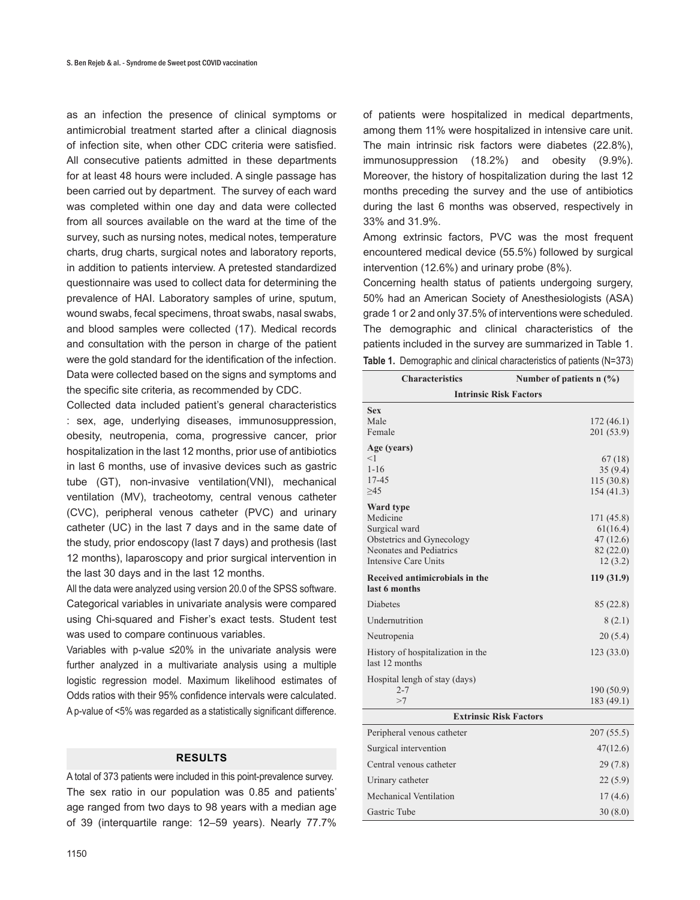as an infection the presence of clinical symptoms or antimicrobial treatment started after a clinical diagnosis of infection site, when other CDC criteria were satisfied. All consecutive patients admitted in these departments for at least 48 hours were included. A single passage has been carried out by department. The survey of each ward was completed within one day and data were collected from all sources available on the ward at the time of the survey, such as nursing notes, medical notes, temperature charts, drug charts, surgical notes and laboratory reports, in addition to patients interview. A pretested standardized questionnaire was used to collect data for determining the prevalence of HAI. Laboratory samples of urine, sputum, wound swabs, fecal specimens, throat swabs, nasal swabs, and blood samples were collected (17). Medical records and consultation with the person in charge of the patient were the gold standard for the identification of the infection. Data were collected based on the signs and symptoms and the specific site criteria, as recommended by CDC.

Collected data included patient's general characteristics : sex, age, underlying diseases, immunosuppression, obesity, neutropenia, coma, progressive cancer, prior hospitalization in the last 12 months, prior use of antibiotics in last 6 months, use of invasive devices such as gastric tube (GT), non-invasive ventilation(VNI), mechanical ventilation (MV), tracheotomy, central venous catheter (CVC), peripheral venous catheter (PVC) and urinary catheter (UC) in the last 7 days and in the same date of the study, prior endoscopy (last 7 days) and prothesis (last 12 months), laparoscopy and prior surgical intervention in the last 30 days and in the last 12 months.

All the data were analyzed using version 20.0 of the SPSS software. Categorical variables in univariate analysis were compared using Chi-squared and Fisher's exact tests. Student test was used to compare continuous variables.

Variables with p-value ≤20% in the univariate analysis were further analyzed in a multivariate analysis using a multiple logistic regression model. Maximum likelihood estimates of Odds ratios with their 95% confidence intervals were calculated. A p-value of <5% was regarded as a statistically significant difference.

## RESULTS

A total of 373 patients were included in this point-prevalence survey. The sex ratio in our population was 0.85 and patients' age ranged from two days to 98 years with a median age of 39 (interquartile range: 12–59 years). Nearly 77.7% of patients were hospitalized in medical departments, among them 11% were hospitalized in intensive care unit. The main intrinsic risk factors were diabetes (22.8%), immunosuppression (18.2%) and obesity (9.9%). Moreover, the history of hospitalization during the last 12 months preceding the survey and the use of antibiotics during the last 6 months was observed, respectively in 33% and 31.9%.

Among extrinsic factors, PVC was the most frequent encountered medical device (55.5%) followed by surgical intervention (12.6%) and urinary probe (8%).

Concerning health status of patients undergoing surgery, 50% had an American Society of Anesthesiologists (ASA) grade 1 or 2 and only 37.5% of interventions were scheduled. The demographic and clinical characteristics of the patients included in the survey are summarized in Table 1.

**Table 1.** Demographic and clinical characteristics of patients (N=373)

| Characteristics | Number of patients n (%) |
|---|---|
| **Intrinsic Risk Factors** | |
| **Sex** | |
| Male | 172 (46.1) |
| Female | 201 (53.9) |
| **Age (years)** | |
| <1 | 67 (18) |
| 1-16 | 35 (9.4) |
| 17-45 | 115 (30.8) |
| ≥45 | 154 (41.3) |
| **Ward type** | |
| Medicine | 171 (45.8) |
| Surgical ward | 61(16.4) |
| Obstetrics and Gynecology | 47 (12.6) |
| Neonates and Pediatrics | 82 (22.0) |
| Intensive Care Units | 12 (3.2) |
| **Received antimicrobials in the last 6 months** | **119 (31.9)** |
| Diabetes | 85 (22.8) |
| Undernutrition | 8 (2.1) |
| Neutropenia | 20 (5.4) |
| History of hospitalization in the last 12 months | 123 (33.0) |
| Hospital lengh of stay (days) | |
| 2-7 | 190 (50.9) |
| >7 | 183 (49.1) |
| **Extrinsic Risk Factors** | |
| Peripheral venous catheter | 207 (55.5) |
| Surgical intervention | 47(12.6) |
| Central venous catheter | 29 (7.8) |
| Urinary catheter | 22 (5.9) |
| Mechanical Ventilation | 17 (4.6) |
| Gastric Tube | 30 (8.0) |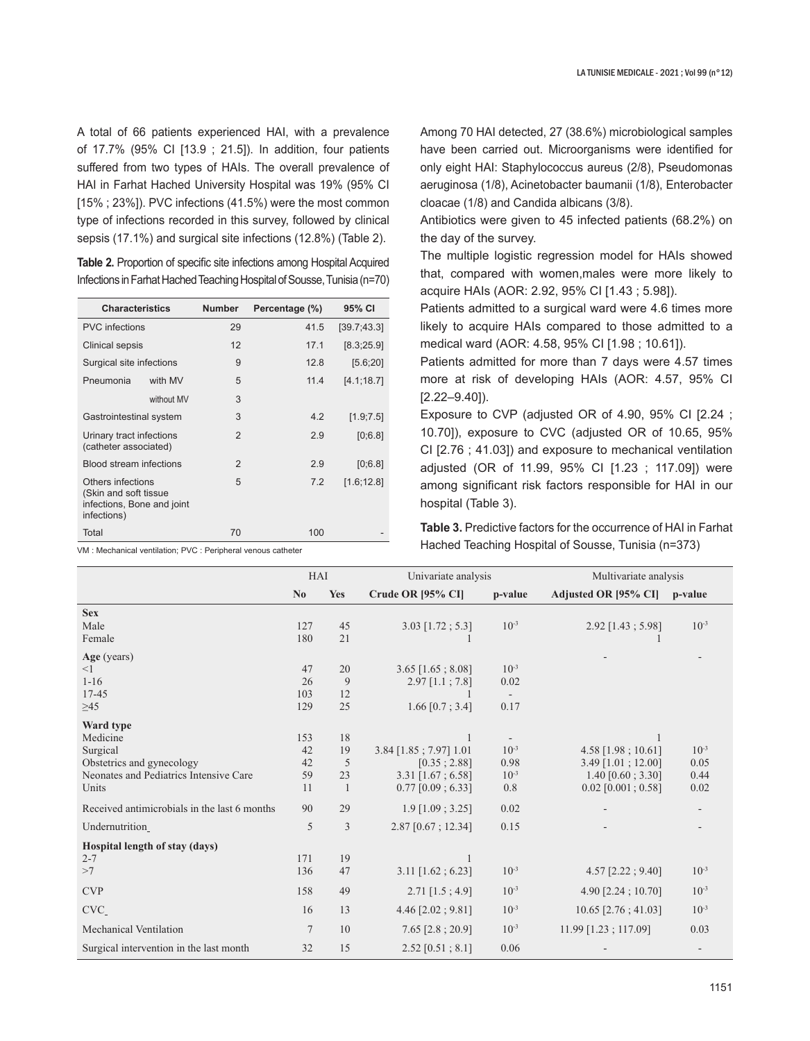A total of 66 patients experienced HAI, with a prevalence of 17.7% (95% CI [13.9 ; 21.5]). In addition, four patients suffered from two types of HAIs. The overall prevalence of HAI in Farhat Hached University Hospital was 19% (95% CI [15% ; 23%]). PVC infections (41.5%) were the most common type of infections recorded in this survey, followed by clinical sepsis (17.1%) and surgical site infections (12.8%) (Table 2).

**Table 2.** Proportion of specific site infections among Hospital Acquired Infections in Farhat Hached Teaching Hospital of Sousse, Tunisia (n=70)

| Characteristics | | Number | Percentage (%) | 95% CI |
|---|---|---|---|---|
| PVC infections | | 29 | 41.5 | [39.7;43.3] |
| Clinical sepsis | | 12 | 17.1 | [8.3;25.9] |
| Surgical site infections | | 9 | 12.8 | [5.6;20] |
| Pneumonia | with MV | 5 | 11.4 | [4.1;18.7] |
| | without MV | 3 | | |
| Gastrointestinal system | | 3 | 4.2 | [1.9;7.5] |
| Urinary tract infections (catheter associated) | | 2 | 2.9 | [0;6.8] |
| Blood stream infections | | 2 | 2.9 | [0;6.8] |
| Others infections (Skin and soft tissue infections, Bone and joint infections) | | 5 | 7.2 | [1.6;12.8] |
| Total | | 70 | 100 | - |

VM : Mechanical ventilation; PVC : Peripheral venous catheter

Among 70 HAI detected, 27 (38.6%) microbiological samples have been carried out. Microorganisms were identified for only eight HAI: Staphylococcus aureus (2/8), Pseudomonas aeruginosa (1/8), Acinetobacter baumanii (1/8), Enterobacter cloacae (1/8) and Candida albicans (3/8).

Antibiotics were given to 45 infected patients (68.2%) on the day of the survey.

The multiple logistic regression model for HAIs showed that, compared with women,males were more likely to acquire HAIs (AOR: 2.92, 95% CI [1.43 ; 5.98]).

Patients admitted to a surgical ward were 4.6 times more likely to acquire HAIs compared to those admitted to a medical ward (AOR: 4.58, 95% CI [1.98 ; 10.61]).

Patients admitted for more than 7 days were 4.57 times more at risk of developing HAIs (AOR: 4.57, 95% CI [2.22–9.40]).

Exposure to CVP (adjusted OR of 4.90, 95% CI [2.24 ; 10.70]), exposure to CVC (adjusted OR of 10.65, 95% CI [2.76 ; 41.03]) and exposure to mechanical ventilation adjusted (OR of 11.99, 95% CI [1.23 ; 117.09]) were among significant risk factors responsible for HAI in our hospital (Table 3).

**Table 3.** Predictive factors for the occurrence of HAI in Farhat Hached Teaching Hospital of Sousse, Tunisia (n=373)

| | HAI | | Univariate analysis | | Multivariate analysis | |
|---|---|---|---|---|---|---|
| | **No** | **Yes** | **Crude OR [95% CI]** | **p-value** | **Adjusted OR [95% CI]** | **p-value** |
| **Sex** | | | | | | |
| Male | 127 | 45 | 3.03 [1.72 ; 5.3] | $10^{-3}$ | 2.92 [1.43 ; 5.98] | $10^{-3}$ |
| Female | 180 | 21 | 1 | | 1 | |
| **Age** (years) | | | | | - | - |
| <1 | 47 | 20 | 3.65 [1.65 ; 8.08] | $10^{-3}$ | | |
| 1-16 | 26 | 9 | 2.97 [1.1 ; 7.8] | 0.02 | | |
| 17-45 | 103 | 12 | 1 | - | | |
| ≥45 | 129 | 25 | 1.66 [0.7 ; 3.4] | 0.17 | | |
| **Ward type** | | | | | | |
| Medicine | 153 | 18 | 1 | - | 1 | |
| Surgical | 42 | 19 | 3.84 [1.85 ; 7.97] 1.01 | $10^{-3}$ | 4.58 [1.98 ; 10.61] | $10^{-3}$ |
| Obstetrics and gynecology | 42 | 5 | [0.35 ; 2.88] | 0.98 | 3.49 [1.01 ; 12.00] | 0.05 |
| Neonates and Pediatrics Intensive Care | 59 | 23 | 3.31 [1.67 ; 6.58] | $10^{-3}$ | 1.40 [0.60 ; 3.30] | 0.44 |
| Units | 11 | 1 | 0.77 [0.09 ; 6.33] | 0.8 | 0.02 [0.001 ; 0.58] | 0.02 |
| Received antimicrobials in the last 6 months | 90 | 29 | 1.9 [1.09 ; 3.25] | 0.02 | - | - |
| Undernutrition | 5 | 3 | 2.87 [0.67 ; 12.34] | 0.15 | - | - |
| **Hospital length of stay (days)** | | | | | | |
| 2-7 | 171 | 19 | 1 | | | |
| >7 | 136 | 47 | 3.11 [1.62 ; 6.23] | $10^{-3}$ | 4.57 [2.22 ; 9.40] | $10^{-3}$ |
| CVP | 158 | 49 | 2.71 [1.5 ; 4.9] | $10^{-3}$ | 4.90 [2.24 ; 10.70] | $10^{-3}$ |
| CVC | 16 | 13 | 4.46 [2.02 ; 9.81] | $10^{-3}$ | 10.65 [2.76 ; 41.03] | $10^{-3}$ |
| Mechanical Ventilation | 7 | 10 | 7.65 [2.8 ; 20.9] | $10^{-3}$ | 11.99 [1.23 ; 117.09] | 0.03 |
| Surgical intervention in the last month | 32 | 15 | 2.52 [0.51 ; 8.1] | 0.06 | - | - |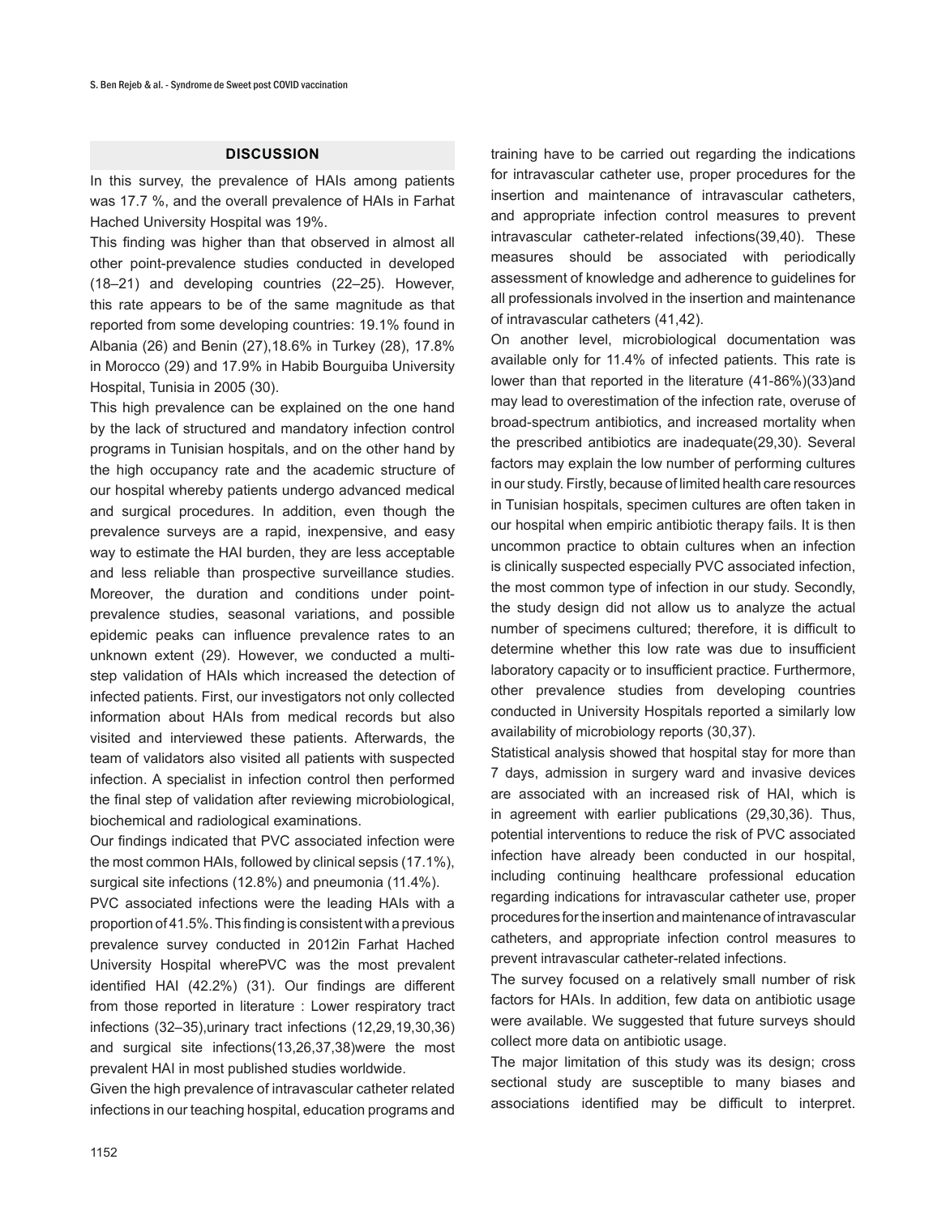## DISCUSSION

In this survey, the prevalence of HAIs among patients was 17.7 %, and the overall prevalence of HAIs in Farhat Hached University Hospital was 19%.

This finding was higher than that observed in almost all other point-prevalence studies conducted in developed (18–21) and developing countries (22–25). However, this rate appears to be of the same magnitude as that reported from some developing countries: 19.1% found in Albania (26) and Benin (27),18.6% in Turkey (28), 17.8% in Morocco (29) and 17.9% in Habib Bourguiba University Hospital, Tunisia in 2005 (30).

This high prevalence can be explained on the one hand by the lack of structured and mandatory infection control programs in Tunisian hospitals, and on the other hand by the high occupancy rate and the academic structure of our hospital whereby patients undergo advanced medical and surgical procedures. In addition, even though the prevalence surveys are a rapid, inexpensive, and easy way to estimate the HAI burden, they are less acceptable and less reliable than prospective surveillance studies. Moreover, the duration and conditions under point-prevalence studies, seasonal variations, and possible epidemic peaks can influence prevalence rates to an unknown extent (29). However, we conducted a multi-step validation of HAIs which increased the detection of infected patients. First, our investigators not only collected information about HAIs from medical records but also visited and interviewed these patients. Afterwards, the team of validators also visited all patients with suspected infection. A specialist in infection control then performed the final step of validation after reviewing microbiological, biochemical and radiological examinations.

Our findings indicated that PVC associated infection were the most common HAIs, followed by clinical sepsis (17.1%), surgical site infections (12.8%) and pneumonia (11.4%).

PVC associated infections were the leading HAIs with a proportion of 41.5%. This finding is consistent with a previous prevalence survey conducted in 2012in Farhat Hached University Hospital wherePVC was the most prevalent identified HAI (42.2%) (31). Our findings are different from those reported in literature : Lower respiratory tract infections (32–35),urinary tract infections (12,29,19,30,36) and surgical site infections(13,26,37,38)were the most prevalent HAI in most published studies worldwide.

Given the high prevalence of intravascular catheter related infections in our teaching hospital, education programs and training have to be carried out regarding the indications for intravascular catheter use, proper procedures for the insertion and maintenance of intravascular catheters, and appropriate infection control measures to prevent intravascular catheter-related infections(39,40). These measures should be associated with periodically assessment of knowledge and adherence to guidelines for all professionals involved in the insertion and maintenance of intravascular catheters (41,42).

On another level, microbiological documentation was available only for 11.4% of infected patients. This rate is lower than that reported in the literature (41-86%)(33)and may lead to overestimation of the infection rate, overuse of broad-spectrum antibiotics, and increased mortality when the prescribed antibiotics are inadequate(29,30). Several factors may explain the low number of performing cultures in our study. Firstly, because of limited health care resources in Tunisian hospitals, specimen cultures are often taken in our hospital when empiric antibiotic therapy fails. It is then uncommon practice to obtain cultures when an infection is clinically suspected especially PVC associated infection, the most common type of infection in our study. Secondly, the study design did not allow us to analyze the actual number of specimens cultured; therefore, it is difficult to determine whether this low rate was due to insufficient laboratory capacity or to insufficient practice. Furthermore, other prevalence studies from developing countries conducted in University Hospitals reported a similarly low availability of microbiology reports (30,37).

Statistical analysis showed that hospital stay for more than 7 days, admission in surgery ward and invasive devices are associated with an increased risk of HAI, which is in agreement with earlier publications (29,30,36). Thus, potential interventions to reduce the risk of PVC associated infection have already been conducted in our hospital, including continuing healthcare professional education regarding indications for intravascular catheter use, proper procedures for the insertion and maintenance of intravascular catheters, and appropriate infection control measures to prevent intravascular catheter-related infections.

The survey focused on a relatively small number of risk factors for HAIs. In addition, few data on antibiotic usage were available. We suggested that future surveys should collect more data on antibiotic usage.

The major limitation of this study was its design; cross sectional study are susceptible to many biases and associations identified may be difficult to interpret.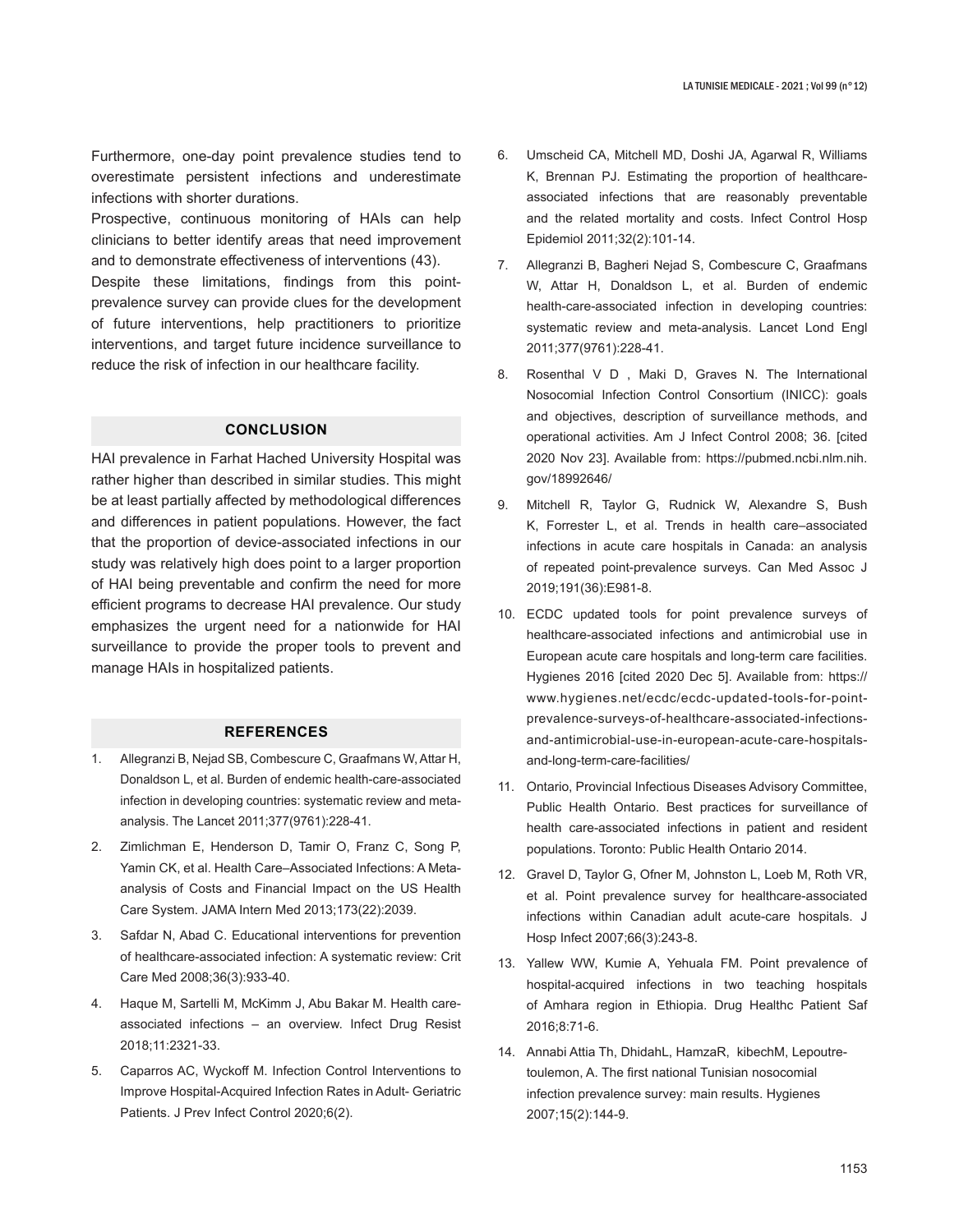Furthermore, one-day point prevalence studies tend to overestimate persistent infections and underestimate infections with shorter durations.

Prospective, continuous monitoring of HAIs can help clinicians to better identify areas that need improvement and to demonstrate effectiveness of interventions (43).

Despite these limitations, findings from this point-prevalence survey can provide clues for the development of future interventions, help practitioners to prioritize interventions, and target future incidence surveillance to reduce the risk of infection in our healthcare facility.

## CONCLUSION

HAI prevalence in Farhat Hached University Hospital was rather higher than described in similar studies. This might be at least partially affected by methodological differences and differences in patient populations. However, the fact that the proportion of device-associated infections in our study was relatively high does point to a larger proportion of HAI being preventable and confirm the need for more efficient programs to decrease HAI prevalence. Our study emphasizes the urgent need for a nationwide for HAI surveillance to provide the proper tools to prevent and manage HAIs in hospitalized patients.

## REFERENCES

1. Allegranzi B, Nejad SB, Combescure C, Graafmans W, Attar H, Donaldson L, et al. Burden of endemic health-care-associated infection in developing countries: systematic review and meta-analysis. The Lancet 2011;377(9761):228-41.
2. Zimlichman E, Henderson D, Tamir O, Franz C, Song P, Yamin CK, et al. Health Care–Associated Infections: A Meta-analysis of Costs and Financial Impact on the US Health Care System. JAMA Intern Med 2013;173(22):2039.
3. Safdar N, Abad C. Educational interventions for prevention of healthcare-associated infection: A systematic review: Crit Care Med 2008;36(3):933-40.
4. Haque M, Sartelli M, McKimm J, Abu Bakar M. Health care-associated infections – an overview. Infect Drug Resist 2018;11:2321-33.
5. Caparros AC, Wyckoff M. Infection Control Interventions to Improve Hospital-Acquired Infection Rates in Adult- Geriatric Patients. J Prev Infect Control 2020;6(2).
6. Umscheid CA, Mitchell MD, Doshi JA, Agarwal R, Williams K, Brennan PJ. Estimating the proportion of healthcare-associated infections that are reasonably preventable and the related mortality and costs. Infect Control Hosp Epidemiol 2011;32(2):101-14.
7. Allegranzi B, Bagheri Nejad S, Combescure C, Graafmans W, Attar H, Donaldson L, et al. Burden of endemic health-care-associated infection in developing countries: systematic review and meta-analysis. Lancet Lond Engl 2011;377(9761):228-41.
8. Rosenthal V D , Maki D, Graves N. The International Nosocomial Infection Control Consortium (INICC): goals and objectives, description of surveillance methods, and operational activities. Am J Infect Control 2008; 36. [cited 2020 Nov 23]. Available from: https://pubmed.ncbi.nlm.nih.gov/18992646/
9. Mitchell R, Taylor G, Rudnick W, Alexandre S, Bush K, Forrester L, et al. Trends in health care–associated infections in acute care hospitals in Canada: an analysis of repeated point-prevalence surveys. Can Med Assoc J 2019;191(36):E981-8.
10. ECDC updated tools for point prevalence surveys of healthcare-associated infections and antimicrobial use in European acute care hospitals and long-term care facilities. Hygienes 2016 [cited 2020 Dec 5]. Available from: https://www.hygienes.net/ecdc/ecdc-updated-tools-for-point-prevalence-surveys-of-healthcare-associated-infections-and-antimicrobial-use-in-european-acute-care-hospitals-and-long-term-care-facilities/
11. Ontario, Provincial Infectious Diseases Advisory Committee, Public Health Ontario. Best practices for surveillance of health care-associated infections in patient and resident populations. Toronto: Public Health Ontario 2014.
12. Gravel D, Taylor G, Ofner M, Johnston L, Loeb M, Roth VR, et al. Point prevalence survey for healthcare-associated infections within Canadian adult acute-care hospitals. J Hosp Infect 2007;66(3):243-8.
13. Yallew WW, Kumie A, Yehuala FM. Point prevalence of hospital-acquired infections in two teaching hospitals of Amhara region in Ethiopia. Drug Healthc Patient Saf 2016;8:71-6.
14. Annabi Attia Th, DhidahL, HamzaR, kibechM, Lepoutre-toulemon, A. The first national Tunisian nosocomial infection prevalence survey: main results. Hygienes 2007;15(2):144-9.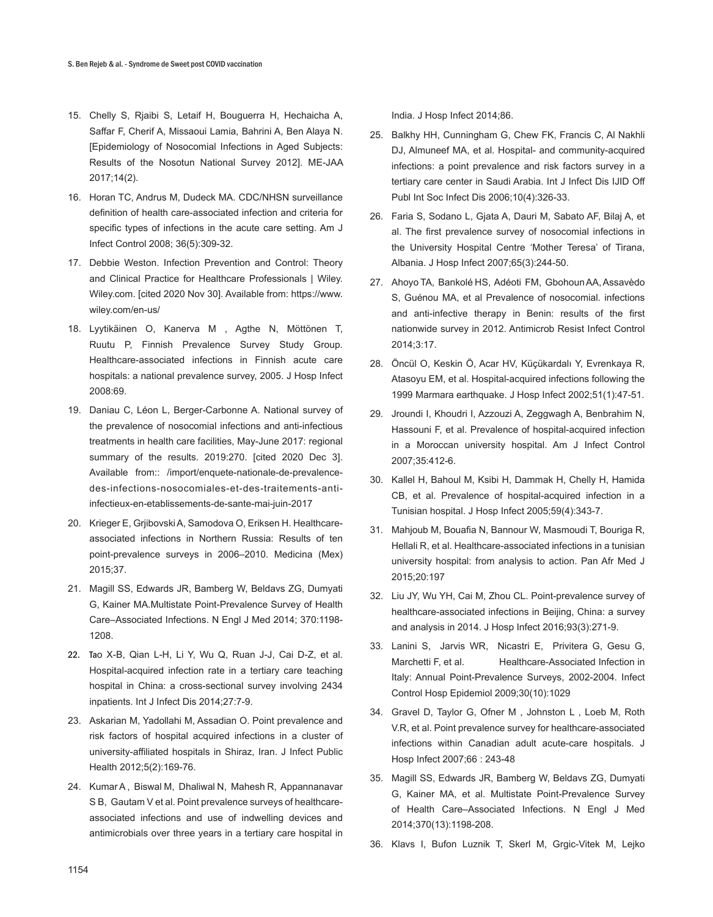15. Chelly S, Rjaibi S, Letaif H, Bouguerra H, Hechaicha A, Saffar F, Cherif A, Missaoui Lamia, Bahrini A, Ben Alaya N. [Epidemiology of Nosocomial Infections in Aged Subjects: Results of the Nosotun National Survey 2012]. ME-JAA 2017;14(2).
16. Horan TC, Andrus M, Dudeck MA. CDC/NHSN surveillance definition of health care-associated infection and criteria for specific types of infections in the acute care setting. Am J Infect Control 2008; 36(5):309-32.
17. Debbie Weston. Infection Prevention and Control: Theory and Clinical Practice for Healthcare Professionals | Wiley. Wiley.com. [cited 2020 Nov 30]. Available from: https://www.wiley.com/en-us/
18. Lyytikäinen O, Kanerva M , Agthe N, Möttönen T, Ruutu P, Finnish Prevalence Survey Study Group. Healthcare-associated infections in Finnish acute care hospitals: a national prevalence survey, 2005. J Hosp Infect 2008:69.
19. Daniau C, Léon L, Berger-Carbonne A. National survey of the prevalence of nosocomial infections and anti-infectious treatments in health care facilities, May-June 2017: regional summary of the results. 2019:270. [cited 2020 Dec 3]. Available from:: /import/enquete-nationale-de-prevalence-des-infections-nosocomiales-et-des-traitements-anti-infectieux-en-etablissements-de-sante-mai-juin-2017
20. Krieger E, Grjibovski A, Samodova O, Eriksen H. Healthcare-associated infections in Northern Russia: Results of ten point-prevalence surveys in 2006–2010. Medicina (Mex) 2015;37.
21. Magill SS, Edwards JR, Bamberg W, Beldavs ZG, Dumyati G, Kainer MA.Multistate Point-Prevalence Survey of Health Care–Associated Infections. N Engl J Med 2014; 370:1198-1208.
22. Tao X-B, Qian L-H, Li Y, Wu Q, Ruan J-J, Cai D-Z, et al. Hospital-acquired infection rate in a tertiary care teaching hospital in China: a cross-sectional survey involving 2434 inpatients. Int J Infect Dis 2014;27:7-9.
23. Askarian M, Yadollahi M, Assadian O. Point prevalence and risk factors of hospital acquired infections in a cluster of university-affiliated hospitals in Shiraz, Iran. J Infect Public Health 2012;5(2):169-76.
24. Kumar A , Biswal M, Dhaliwal N, Mahesh R, Appannanavar S B, Gautam V et al. Point prevalence surveys of healthcare-associated infections and use of indwelling devices and antimicrobials over three years in a tertiary care hospital in India. J Hosp Infect 2014;86.
25. Balkhy HH, Cunningham G, Chew FK, Francis C, Al Nakhli DJ, Almuneef MA, et al. Hospital- and community-acquired infections: a point prevalence and risk factors survey in a tertiary care center in Saudi Arabia. Int J Infect Dis IJID Off Publ Int Soc Infect Dis 2006;10(4):326-33.
26. Faria S, Sodano L, Gjata A, Dauri M, Sabato AF, Bilaj A, et al. The first prevalence survey of nosocomial infections in the University Hospital Centre 'Mother Teresa' of Tirana, Albania. J Hosp Infect 2007;65(3):244-50.
27. Ahoyo TA, Bankolé HS, Adéoti FM, Gbohoun AA, Assavèdo S, Guénou MA, et al Prevalence of nosocomial. infections and anti-infective therapy in Benin: results of the first nationwide survey in 2012. Antimicrob Resist Infect Control 2014;3:17.
28. Öncül O, Keskin Ö, Acar HV, Küçükardalı Y, Evrenkaya R, Atasoyu EM, et al. Hospital-acquired infections following the 1999 Marmara earthquake. J Hosp Infect 2002;51(1):47-51.
29. Jroundi I, Khoudri I, Azzouzi A, Zeggwagh A, Benbrahim N, Hassouni F, et al. Prevalence of hospital-acquired infection in a Moroccan university hospital. Am J Infect Control 2007;35:412-6.
30. Kallel H, Bahoul M, Ksibi H, Dammak H, Chelly H, Hamida CB, et al. Prevalence of hospital-acquired infection in a Tunisian hospital. J Hosp Infect 2005;59(4):343-7.
31. Mahjoub M, Bouafia N, Bannour W, Masmoudi T, Bouriga R, Hellali R, et al. Healthcare-associated infections in a tunisian university hospital: from analysis to action. Pan Afr Med J 2015;20:197
32. Liu JY, Wu YH, Cai M, Zhou CL. Point-prevalence survey of healthcare-associated infections in Beijing, China: a survey and analysis in 2014. J Hosp Infect 2016;93(3):271-9.
33. Lanini S, Jarvis WR, Nicastri E, Privitera G, Gesu G, Marchetti F, et al. Healthcare-Associated Infection in Italy: Annual Point-Prevalence Surveys, 2002-2004. Infect Control Hosp Epidemiol 2009;30(10):1029
34. Gravel D, Taylor G, Ofner M , Johnston L , Loeb M, Roth V.R, et al. Point prevalence survey for healthcare-associated infections within Canadian adult acute-care hospitals. J Hosp Infect 2007;66 : 243-48
35. Magill SS, Edwards JR, Bamberg W, Beldavs ZG, Dumyati G, Kainer MA, et al. Multistate Point-Prevalence Survey of Health Care–Associated Infections. N Engl J Med 2014;370(13):1198-208.
36. Klavs I, Bufon Luznik T, Skerl M, Grgic-Vitek M, Lejko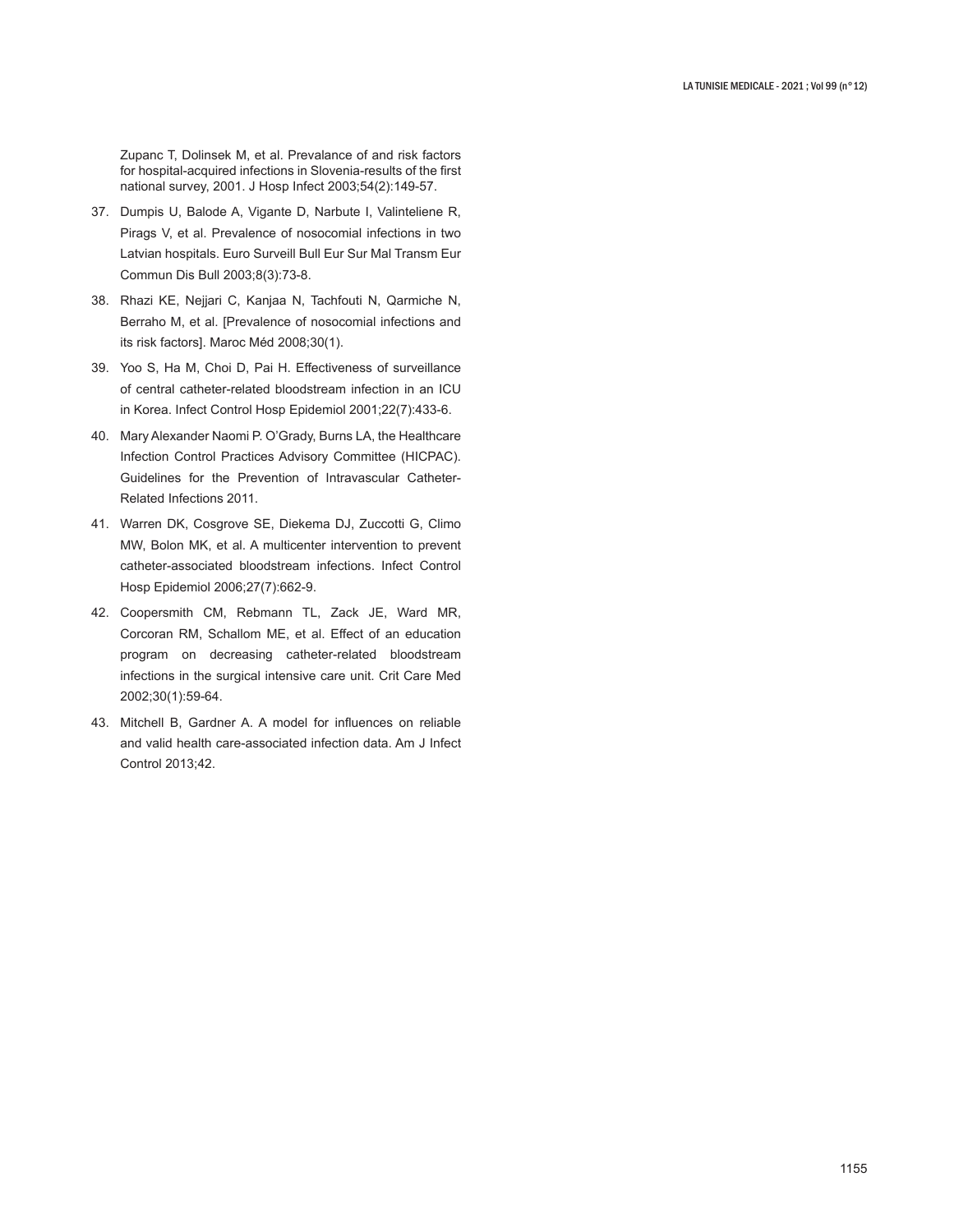Zupanc T, Dolinsek M, et al. Prevalance of and risk factors for hospital-acquired infections in Slovenia-results of the first national survey, 2001. J Hosp Infect 2003;54(2):149-57.

37. Dumpis U, Balode A, Vigante D, Narbute I, Valinteliene R, Pirags V, et al. Prevalence of nosocomial infections in two Latvian hospitals. Euro Surveill Bull Eur Sur Mal Transm Eur Commun Dis Bull 2003;8(3):73-8.
38. Rhazi KE, Nejjari C, Kanjaa N, Tachfouti N, Qarmiche N, Berraho M, et al. [Prevalence of nosocomial infections and its risk factors]. Maroc Méd 2008;30(1).
39. Yoo S, Ha M, Choi D, Pai H. Effectiveness of surveillance of central catheter-related bloodstream infection in an ICU in Korea. Infect Control Hosp Epidemiol 2001;22(7):433-6.
40. Mary Alexander Naomi P. O'Grady, Burns LA, the Healthcare Infection Control Practices Advisory Committee (HICPAC). Guidelines for the Prevention of Intravascular Catheter-Related Infections 2011.
41. Warren DK, Cosgrove SE, Diekema DJ, Zuccotti G, Climo MW, Bolon MK, et al. A multicenter intervention to prevent catheter-associated bloodstream infections. Infect Control Hosp Epidemiol 2006;27(7):662-9.
42. Coopersmith CM, Rebmann TL, Zack JE, Ward MR, Corcoran RM, Schallom ME, et al. Effect of an education program on decreasing catheter-related bloodstream infections in the surgical intensive care unit. Crit Care Med 2002;30(1):59-64.
43. Mitchell B, Gardner A. A model for influences on reliable and valid health care-associated infection data. Am J Infect Control 2013;42.